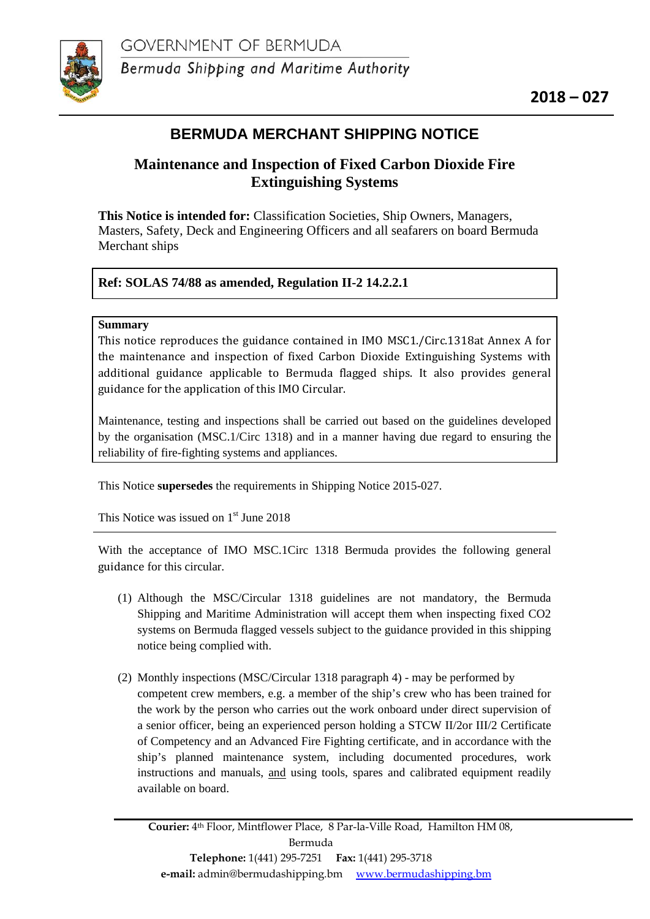GOVERNMENT OF BERMUDA

Bermuda Shipping and Maritime Authority

**2018 – 027**

# BERMUDA MERCHANT SHIPPING NOTICE

## Maintenance and Inspection of Fixed Carbon Dioxide Fire Extinguishing Systems

**This Notice is intended for:** Classification Societies, Ship Owners, Managers, Masters, Safety, Deck and Engineering Officers and all seafarers on board Bermuda Merchant ships

**Ref: SOLAS 74/88 as amended, Regulation II-2 14.2.2.1**

**Summary**

This notice reproduces the guidance contained in IMO MSC1./Circ.1318at Annex A for the maintenance and inspection of fixed Carbon Dioxide Extinguishing Systems with additional guidance applicable to Bermuda flagged ships. It also provides general guidance for the application of this IMO Circular.

Maintenance, testing and inspections shall be carried out based on the guidelines developed by the organisation (MSC.1/Circ 1318) and in a manner having due regard to ensuring the reliability of fire-fighting systems and appliances.

This Notice **supersedes** the requirements in Shipping Notice 2015-027.

This Notice was issued on 1st June 2018

---

With the acceptance of IMO MSC.1Circ 1318 Bermuda provides the following general guidance for this circular.

(1) Although the MSC/Circular 1318 guidelines are not mandatory, the Bermuda Shipping and Maritime Administration will accept them when inspecting fixed CO2 systems on Bermuda flagged vessels subject to the guidance provided in this shipping notice being complied with.

(2) Monthly inspections (MSC/Circular 1318 paragraph 4) - may be performed by competent crew members, e.g. a member of the ship's crew who has been trained for the work by the person who carries out the work onboard under direct supervision of a senior officer, being an experienced person holding a STCW II/2or III/2 Certificate of Competency and an Advanced Fire Fighting certificate, and in accordance with the ship's planned maintenance system, including documented procedures, work instructions and manuals, and using tools, spares and calibrated equipment readily available on board.

**Courier:** 4th Floor, Mintflower Place, 8 Par-la-Ville Road, Hamilton HM 08, Bermuda
**Telephone:** 1(441) 295-7251 **Fax:** 1(441) 295-3718
**e-mail:** admin@bermudashipping.bm www.bermudashipping.bm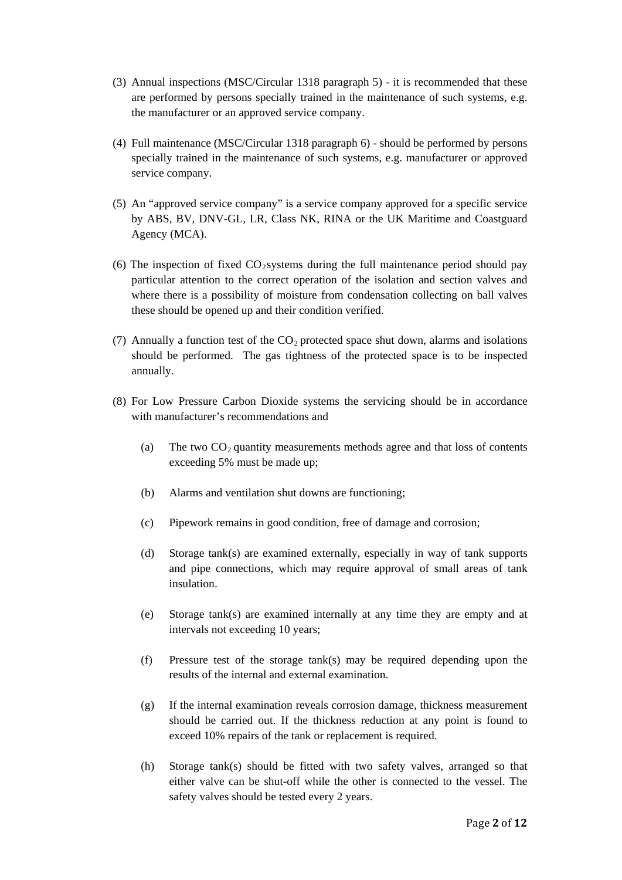(3) Annual inspections (MSC/Circular 1318 paragraph 5) - it is recommended that these are performed by persons specially trained in the maintenance of such systems, e.g. the manufacturer or an approved service company.

(4) Full maintenance (MSC/Circular 1318 paragraph 6) - should be performed by persons specially trained in the maintenance of such systems, e.g. manufacturer or approved service company.

(5) An "approved service company" is a service company approved for a specific service by ABS, BV, DNV-GL, LR, Class NK, RINA or the UK Maritime and Coastguard Agency (MCA).

(6) The inspection of fixed $CO_2$ systems during the full maintenance period should pay particular attention to the correct operation of the isolation and section valves and where there is a possibility of moisture from condensation collecting on ball valves these should be opened up and their condition verified.

(7) Annually a function test of the $CO_2$ protected space shut down, alarms and isolations should be performed. The gas tightness of the protected space is to be inspected annually.

(8) For Low Pressure Carbon Dioxide systems the servicing should be in accordance with manufacturer's recommendations and

(a) The two $CO_2$ quantity measurements methods agree and that loss of contents exceeding 5% must be made up;

(b) Alarms and ventilation shut downs are functioning;

(c) Pipework remains in good condition, free of damage and corrosion;

(d) Storage tank(s) are examined externally, especially in way of tank supports and pipe connections, which may require approval of small areas of tank insulation.

(e) Storage tank(s) are examined internally at any time they are empty and at intervals not exceeding 10 years;

(f) Pressure test of the storage tank(s) may be required depending upon the results of the internal and external examination.

(g) If the internal examination reveals corrosion damage, thickness measurement should be carried out. If the thickness reduction at any point is found to exceed 10% repairs of the tank or replacement is required.

(h) Storage tank(s) should be fitted with two safety valves, arranged so that either valve can be shut-off while the other is connected to the vessel. The safety valves should be tested every 2 years.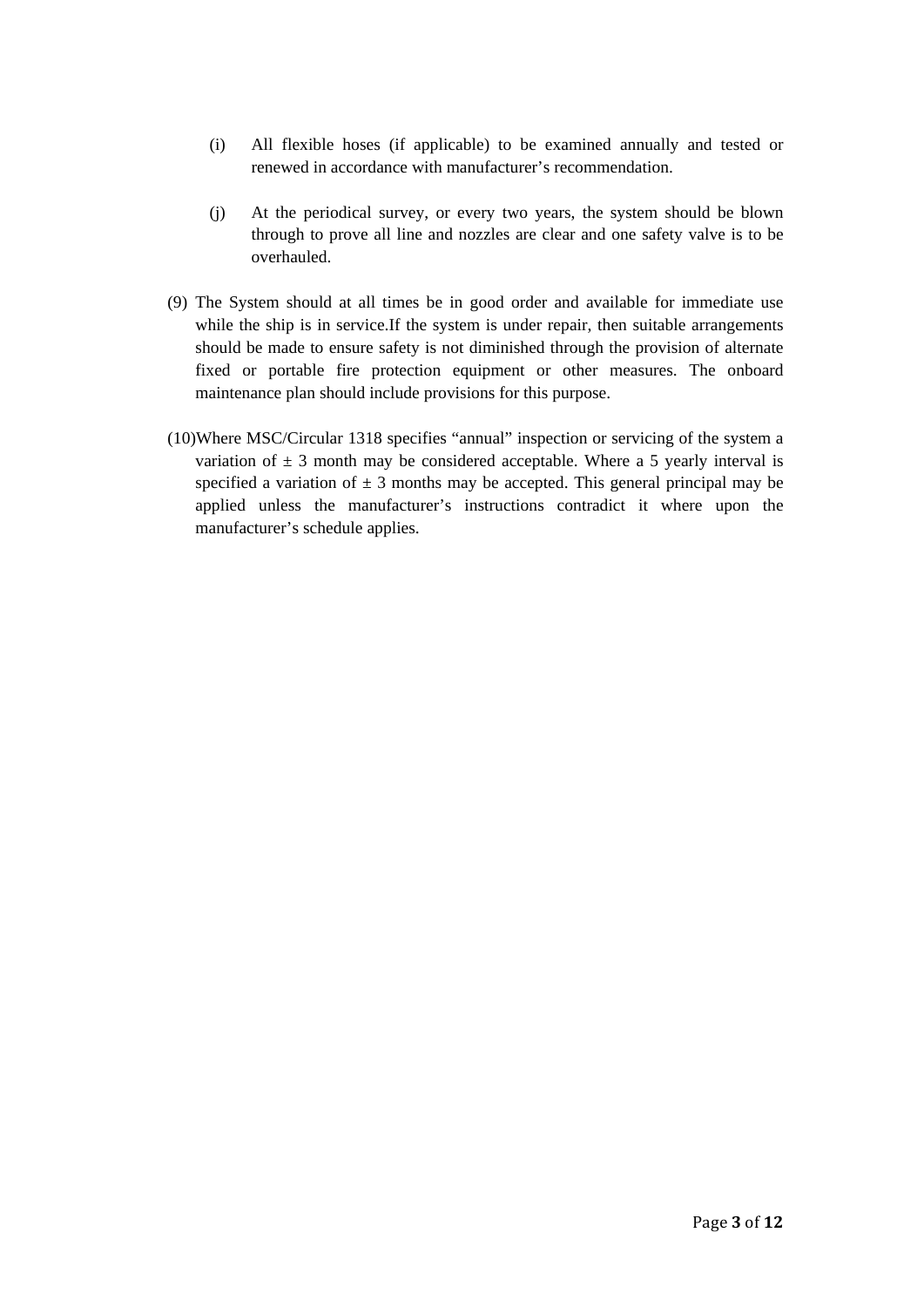(i) All flexible hoses (if applicable) to be examined annually and tested or renewed in accordance with manufacturer's recommendation.

(j) At the periodical survey, or every two years, the system should be blown through to prove all line and nozzles are clear and one safety valve is to be overhauled.

(9) The System should at all times be in good order and available for immediate use while the ship is in service.If the system is under repair, then suitable arrangements should be made to ensure safety is not diminished through the provision of alternate fixed or portable fire protection equipment or other measures. The onboard maintenance plan should include provisions for this purpose.

(10) Where MSC/Circular 1318 specifies "annual" inspection or servicing of the system a variation of ± 3 month may be considered acceptable. Where a 5 yearly interval is specified a variation of ± 3 months may be accepted. This general principal may be applied unless the manufacturer's instructions contradict it where upon the manufacturer's schedule applies.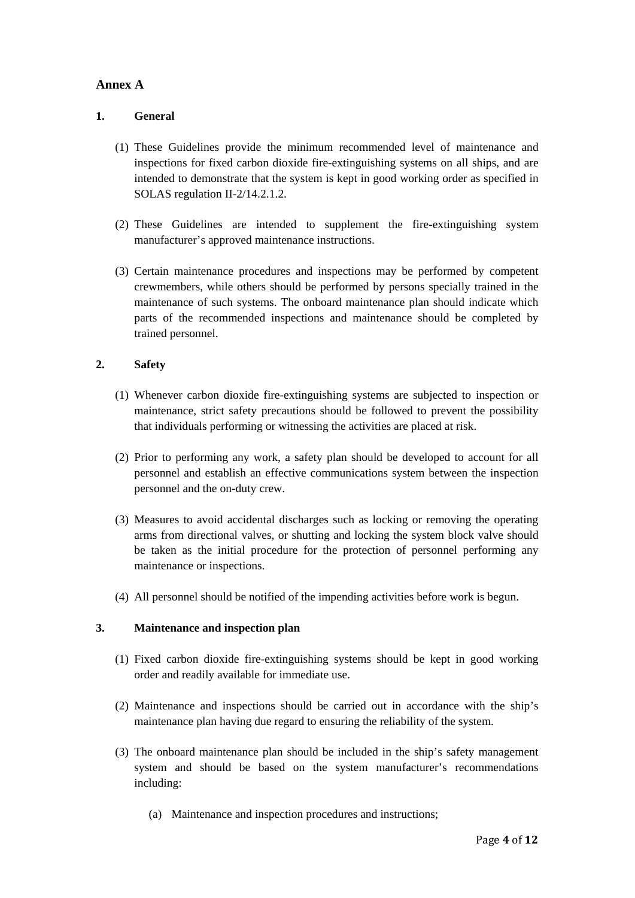## Annex A

### 1. General

(1) These Guidelines provide the minimum recommended level of maintenance and inspections for fixed carbon dioxide fire-extinguishing systems on all ships, and are intended to demonstrate that the system is kept in good working order as specified in SOLAS regulation II-2/14.2.1.2.

(2) These Guidelines are intended to supplement the fire-extinguishing system manufacturer's approved maintenance instructions.

(3) Certain maintenance procedures and inspections may be performed by competent crewmembers, while others should be performed by persons specially trained in the maintenance of such systems. The onboard maintenance plan should indicate which parts of the recommended inspections and maintenance should be completed by trained personnel.

### 2. Safety

(1) Whenever carbon dioxide fire-extinguishing systems are subjected to inspection or maintenance, strict safety precautions should be followed to prevent the possibility that individuals performing or witnessing the activities are placed at risk.

(2) Prior to performing any work, a safety plan should be developed to account for all personnel and establish an effective communications system between the inspection personnel and the on-duty crew.

(3) Measures to avoid accidental discharges such as locking or removing the operating arms from directional valves, or shutting and locking the system block valve should be taken as the initial procedure for the protection of personnel performing any maintenance or inspections.

(4) All personnel should be notified of the impending activities before work is begun.

### 3. Maintenance and inspection plan

(1) Fixed carbon dioxide fire-extinguishing systems should be kept in good working order and readily available for immediate use.

(2) Maintenance and inspections should be carried out in accordance with the ship's maintenance plan having due regard to ensuring the reliability of the system.

(3) The onboard maintenance plan should be included in the ship's safety management system and should be based on the system manufacturer's recommendations including:

(a) Maintenance and inspection procedures and instructions;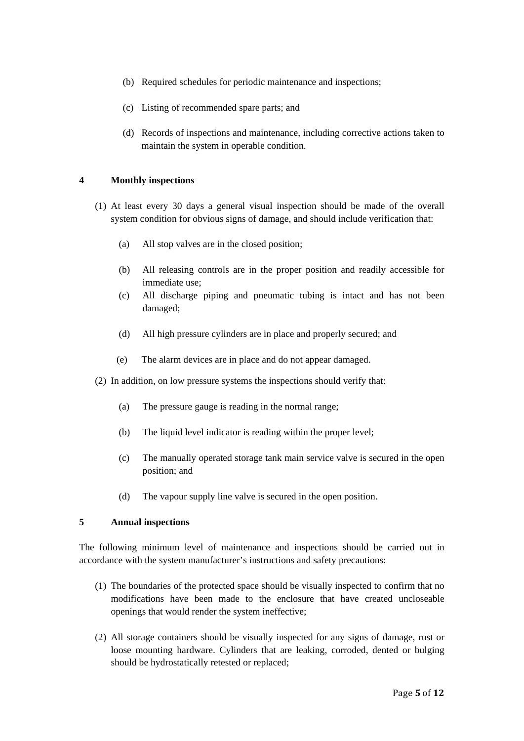(b) Required schedules for periodic maintenance and inspections;

(c) Listing of recommended spare parts; and

(d) Records of inspections and maintenance, including corrective actions taken to maintain the system in operable condition.

## 4 Monthly inspections

(1) At least every 30 days a general visual inspection should be made of the overall system condition for obvious signs of damage, and should include verification that:

(a) All stop valves are in the closed position;

(b) All releasing controls are in the proper position and readily accessible for immediate use;

(c) All discharge piping and pneumatic tubing is intact and has not been damaged;

(d) All high pressure cylinders are in place and properly secured; and

(e) The alarm devices are in place and do not appear damaged.

(2) In addition, on low pressure systems the inspections should verify that:

(a) The pressure gauge is reading in the normal range;

(b) The liquid level indicator is reading within the proper level;

(c) The manually operated storage tank main service valve is secured in the open position; and

(d) The vapour supply line valve is secured in the open position.

## 5 Annual inspections

The following minimum level of maintenance and inspections should be carried out in accordance with the system manufacturer's instructions and safety precautions:

(1) The boundaries of the protected space should be visually inspected to confirm that no modifications have been made to the enclosure that have created uncloseable openings that would render the system ineffective;

(2) All storage containers should be visually inspected for any signs of damage, rust or loose mounting hardware. Cylinders that are leaking, corroded, dented or bulging should be hydrostatically retested or replaced;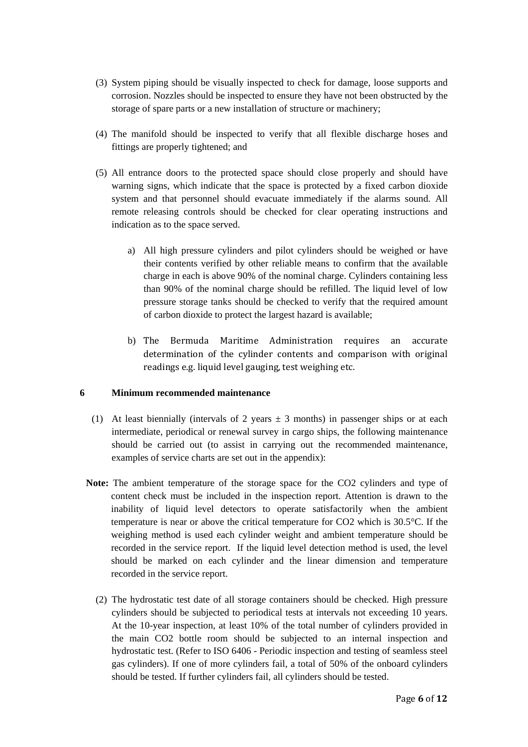(3) System piping should be visually inspected to check for damage, loose supports and corrosion. Nozzles should be inspected to ensure they have not been obstructed by the storage of spare parts or a new installation of structure or machinery;

(4) The manifold should be inspected to verify that all flexible discharge hoses and fittings are properly tightened; and

(5) All entrance doors to the protected space should close properly and should have warning signs, which indicate that the space is protected by a fixed carbon dioxide system and that personnel should evacuate immediately if the alarms sound. All remote releasing controls should be checked for clear operating instructions and indication as to the space served.

   a) All high pressure cylinders and pilot cylinders should be weighed or have their contents verified by other reliable means to confirm that the available charge in each is above 90% of the nominal charge. Cylinders containing less than 90% of the nominal charge should be refilled. The liquid level of low pressure storage tanks should be checked to verify that the required amount of carbon dioxide to protect the largest hazard is available;

   b) The Bermuda Maritime Administration requires an accurate determination of the cylinder contents and comparison with original readings e.g. liquid level gauging, test weighing etc.

## 6 Minimum recommended maintenance

(1) At least biennially (intervals of 2 years ± 3 months) in passenger ships or at each intermediate, periodical or renewal survey in cargo ships, the following maintenance should be carried out (to assist in carrying out the recommended maintenance, examples of service charts are set out in the appendix):

**Note:** The ambient temperature of the storage space for the $CO_2$ cylinders and type of content check must be included in the inspection report. Attention is drawn to the inability of liquid level detectors to operate satisfactorily when the ambient temperature is near or above the critical temperature for $CO_2$ which is 30.5°C. If the weighing method is used each cylinder weight and ambient temperature should be recorded in the service report. If the liquid level detection method is used, the level should be marked on each cylinder and the linear dimension and temperature recorded in the service report.

(2) The hydrostatic test date of all storage containers should be checked. High pressure cylinders should be subjected to periodical tests at intervals not exceeding 10 years. At the 10-year inspection, at least 10% of the total number of cylinders provided in the main $CO_2$ bottle room should be subjected to an internal inspection and hydrostatic test. (Refer to ISO 6406 - Periodic inspection and testing of seamless steel gas cylinders). If one of more cylinders fail, a total of 50% of the onboard cylinders should be tested. If further cylinders fail, all cylinders should be tested.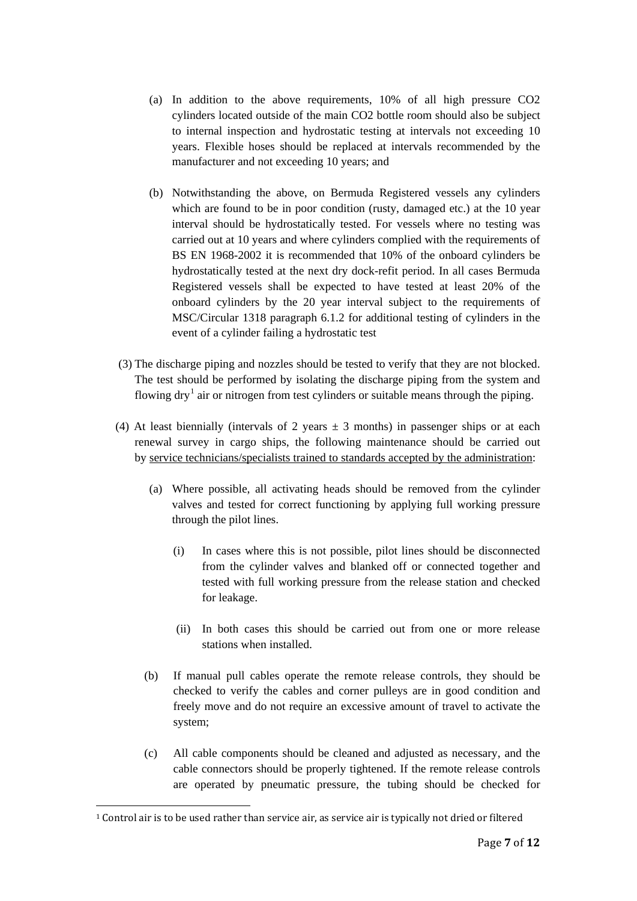(a) In addition to the above requirements, 10% of all high pressure $CO_2$ cylinders located outside of the main $CO_2$ bottle room should also be subject to internal inspection and hydrostatic testing at intervals not exceeding 10 years. Flexible hoses should be replaced at intervals recommended by the manufacturer and not exceeding 10 years; and

(b) Notwithstanding the above, on Bermuda Registered vessels any cylinders which are found to be in poor condition (rusty, damaged etc.) at the 10 year interval should be hydrostatically tested. For vessels where no testing was carried out at 10 years and where cylinders complied with the requirements of BS EN 1968-2002 it is recommended that 10% of the onboard cylinders be hydrostatically tested at the next dry dock-refit period. In all cases Bermuda Registered vessels shall be expected to have tested at least 20% of the onboard cylinders by the 20 year interval subject to the requirements of MSC/Circular 1318 paragraph 6.1.2 for additional testing of cylinders in the event of a cylinder failing a hydrostatic test

(3) The discharge piping and nozzles should be tested to verify that they are not blocked. The test should be performed by isolating the discharge piping from the system and flowing dry[1] air or nitrogen from test cylinders or suitable means through the piping.

(4) At least biennially (intervals of 2 years ± 3 months) in passenger ships or at each renewal survey in cargo ships, the following maintenance should be carried out by <u>service technicians/specialists trained to standards accepted by the administration</u>:

(a) Where possible, all activating heads should be removed from the cylinder valves and tested for correct functioning by applying full working pressure through the pilot lines.

(i) In cases where this is not possible, pilot lines should be disconnected from the cylinder valves and blanked off or connected together and tested with full working pressure from the release station and checked for leakage.

(ii) In both cases this should be carried out from one or more release stations when installed.

(b) If manual pull cables operate the remote release controls, they should be checked to verify the cables and corner pulleys are in good condition and freely move and do not require an excessive amount of travel to activate the system;

(c) All cable components should be cleaned and adjusted as necessary, and the cable connectors should be properly tightened. If the remote release controls are operated by pneumatic pressure, the tubing should be checked for

---

[1] Control air is to be used rather than service air, as service air is typically not dried or filtered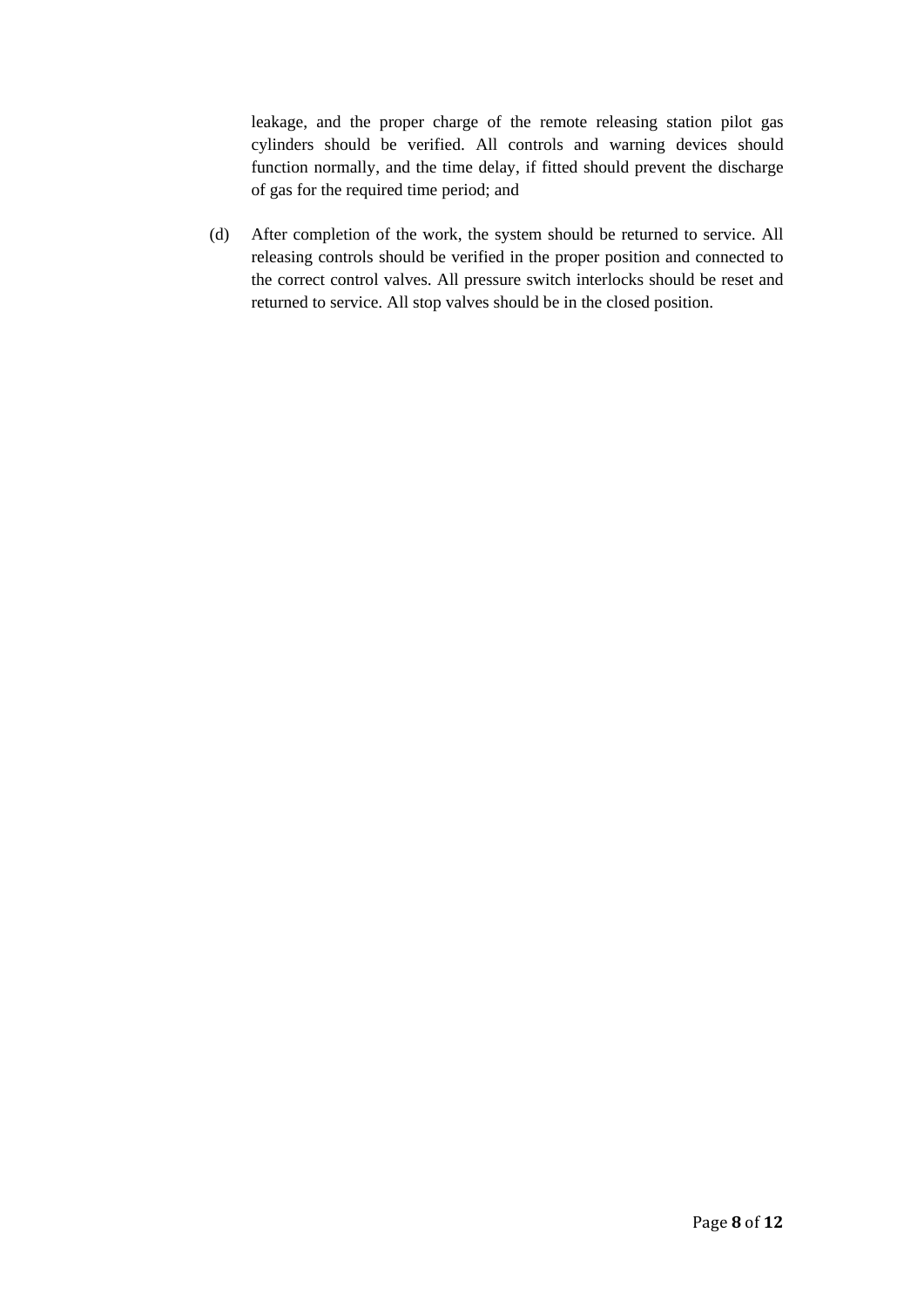leakage, and the proper charge of the remote releasing station pilot gas cylinders should be verified. All controls and warning devices should function normally, and the time delay, if fitted should prevent the discharge of gas for the required time period; and

(d) After completion of the work, the system should be returned to service. All releasing controls should be verified in the proper position and connected to the correct control valves. All pressure switch interlocks should be reset and returned to service. All stop valves should be in the closed position.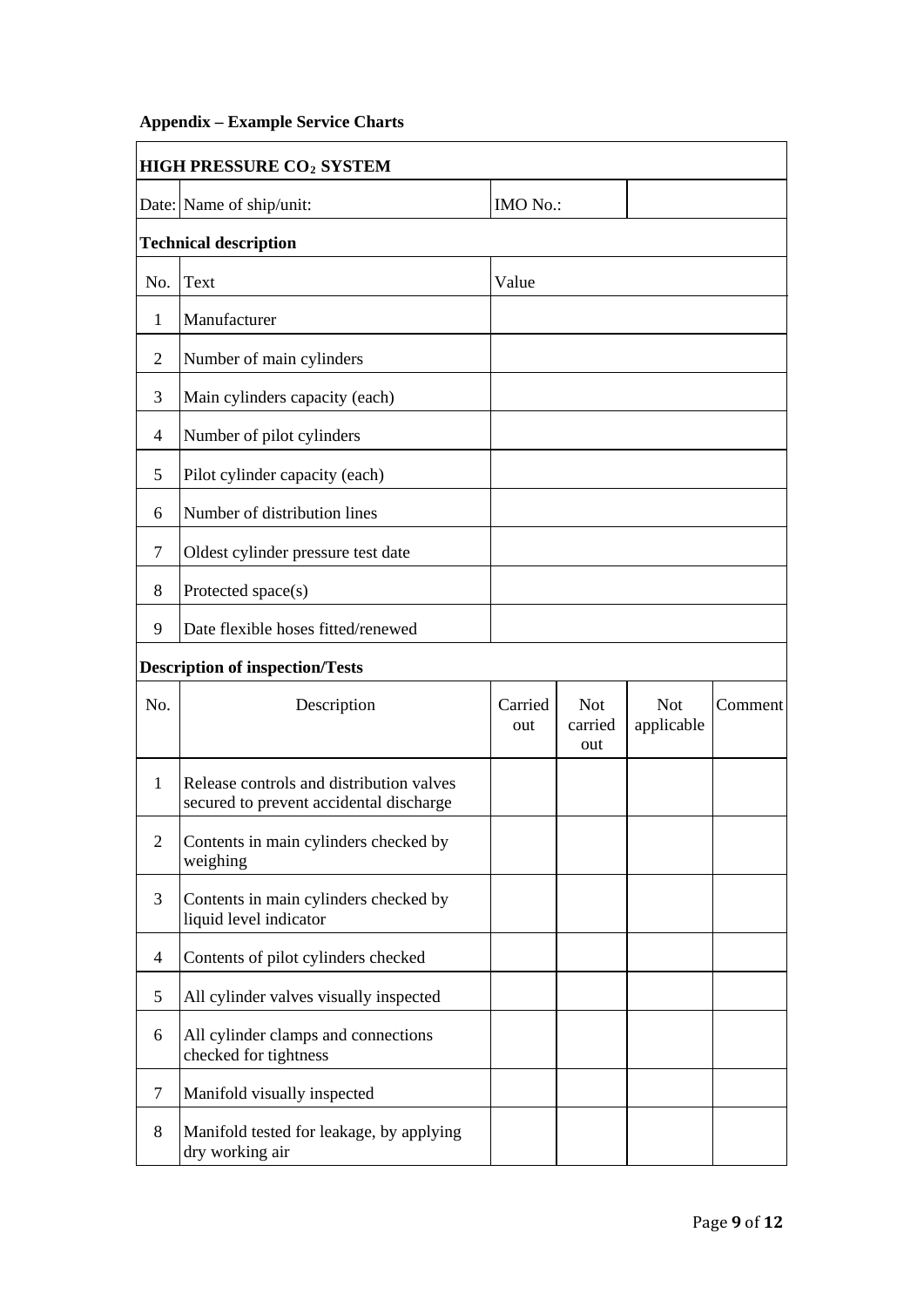**Appendix – Example Service Charts**

| **HIGH PRESSURE $CO_2$ SYSTEM** | | | | | |
|---|---|---|---|---|---|
| Date: | Name of ship/unit: | IMO No.: | | | |
| **Technical description** | | | | | |
| No. | Text | Value | | | |
| 1 | Manufacturer | | | | |
| 2 | Number of main cylinders | | | | |
| 3 | Main cylinders capacity (each) | | | | |
| 4 | Number of pilot cylinders | | | | |
| 5 | Pilot cylinder capacity (each) | | | | |
| 6 | Number of distribution lines | | | | |
| 7 | Oldest cylinder pressure test date | | | | |
| 8 | Protected space(s) | | | | |
| 9 | Date flexible hoses fitted/renewed | | | | |
| **Description of inspection/Tests** | | | | | |
| No. | Description | Carried out | Not carried out | Not applicable | Comment |
| 1 | Release controls and distribution valves secured to prevent accidental discharge | | | | |
| 2 | Contents in main cylinders checked by weighing | | | | |
| 3 | Contents in main cylinders checked by liquid level indicator | | | | |
| 4 | Contents of pilot cylinders checked | | | | |
| 5 | All cylinder valves visually inspected | | | | |
| 6 | All cylinder clamps and connections checked for tightness | | | | |
| 7 | Manifold visually inspected | | | | |
| 8 | Manifold tested for leakage, by applying dry working air | | | | |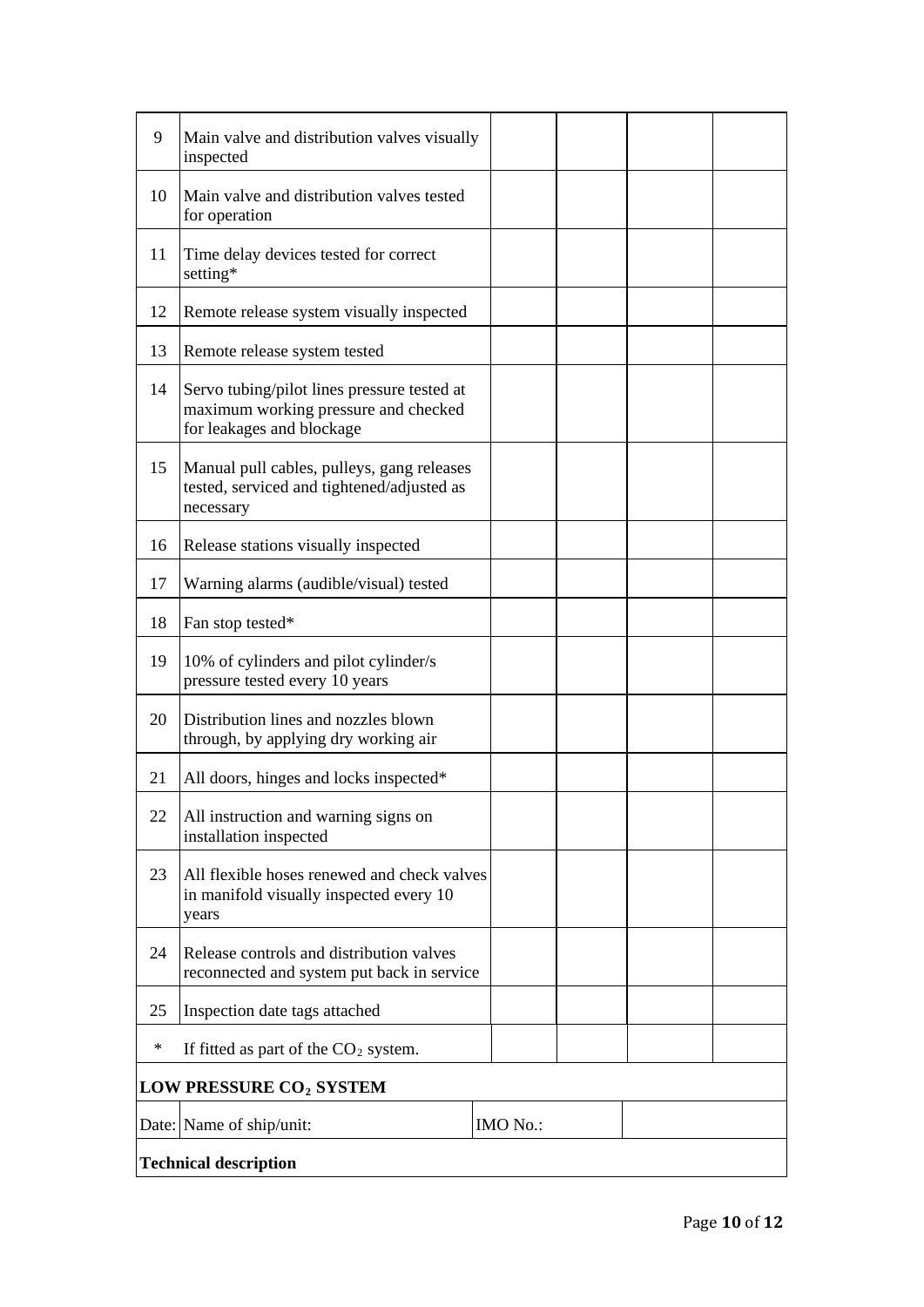| | | | | | |
|---|---|---|---|---|---|
| 9 | Main valve and distribution valves visually inspected | | | | |
| 10 | Main valve and distribution valves tested for operation | | | | |
| 11 | Time delay devices tested for correct setting* | | | | |
| 12 | Remote release system visually inspected | | | | |
| 13 | Remote release system tested | | | | |
| 14 | Servo tubing/pilot lines pressure tested at maximum working pressure and checked for leakages and blockage | | | | |
| 15 | Manual pull cables, pulleys, gang releases tested, serviced and tightened/adjusted as necessary | | | | |
| 16 | Release stations visually inspected | | | | |
| 17 | Warning alarms (audible/visual) tested | | | | |
| 18 | Fan stop tested* | | | | |
| 19 | 10% of cylinders and pilot cylinder/s pressure tested every 10 years | | | | |
| 20 | Distribution lines and nozzles blown through, by applying dry working air | | | | |
| 21 | All doors, hinges and locks inspected* | | | | |
| 22 | All instruction and warning signs on installation inspected | | | | |
| 23 | All flexible hoses renewed and check valves in manifold visually inspected every 10 years | | | | |
| 24 | Release controls and distribution valves reconnected and system put back in service | | | | |
| 25 | Inspection date tags attached | | | | |
| * | If fitted as part of the $CO_2$ system. | | | | |

**LOW PRESSURE $CO_2$ SYSTEM**

| | | | |
|---|---|---|---|
| Date: | Name of ship/unit: | IMO No.: | |

**Technical description**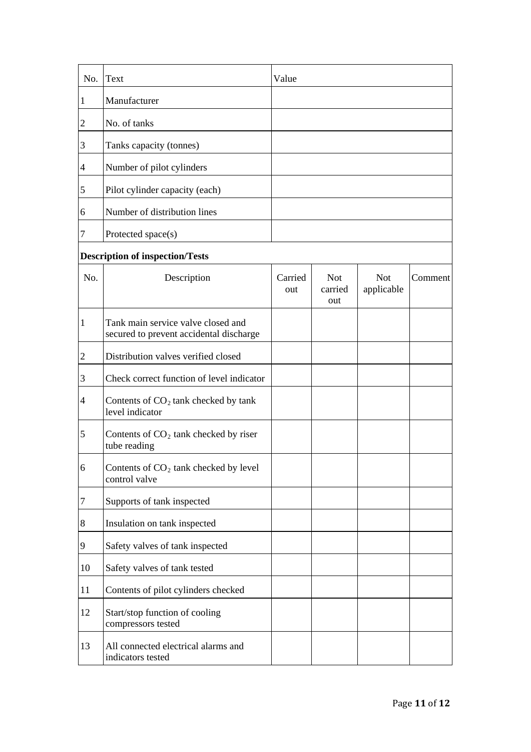| No. | Text | Value |
|---|---|---|
| 1 | Manufacturer | |
| 2 | No. of tanks | |
| 3 | Tanks capacity (tonnes) | |
| 4 | Number of pilot cylinders | |
| 5 | Pilot cylinder capacity (each) | |
| 6 | Number of distribution lines | |
| 7 | Protected space(s) | |

**Description of inspection/Tests**

| No. | Description | Carried out | Not carried out | Not applicable | Comment |
|---|---|---|---|---|---|
| 1 | Tank main service valve closed and secured to prevent accidental discharge | | | | |
| 2 | Distribution valves verified closed | | | | |
| 3 | Check correct function of level indicator | | | | |
| 4 | Contents of $CO_2$ tank checked by tank level indicator | | | | |
| 5 | Contents of $CO_2$ tank checked by riser tube reading | | | | |
| 6 | Contents of $CO_2$ tank checked by level control valve | | | | |
| 7 | Supports of tank inspected | | | | |
| 8 | Insulation on tank inspected | | | | |
| 9 | Safety valves of tank inspected | | | | |
| 10 | Safety valves of tank tested | | | | |
| 11 | Contents of pilot cylinders checked | | | | |
| 12 | Start/stop function of cooling compressors tested | | | | |
| 13 | All connected electrical alarms and indicators tested | | | | |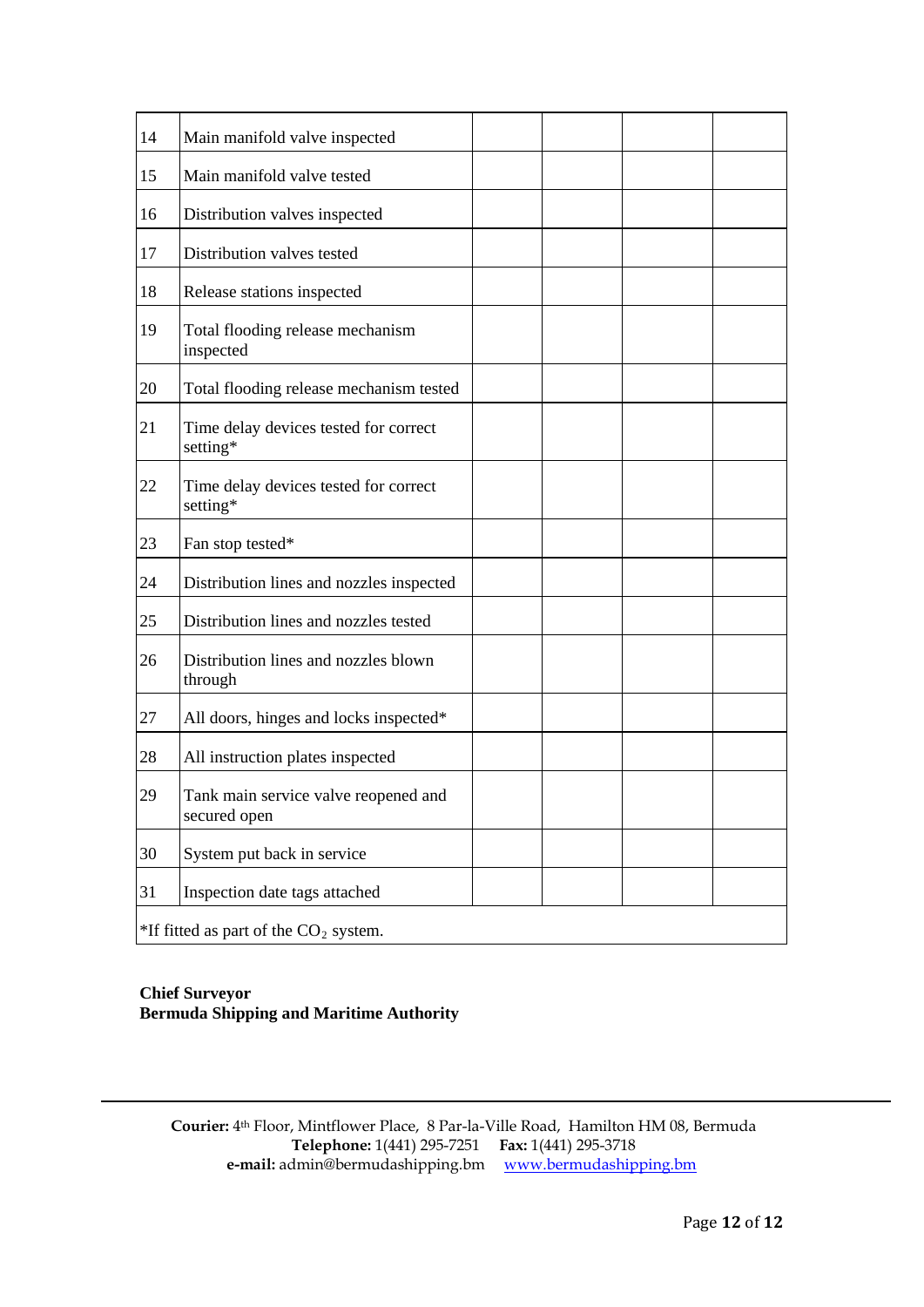| | | | | | |
|---|---|---|---|---|---|
| 14 | Main manifold valve inspected | | | | |
| 15 | Main manifold valve tested | | | | |
| 16 | Distribution valves inspected | | | | |
| 17 | Distribution valves tested | | | | |
| 18 | Release stations inspected | | | | |
| 19 | Total flooding release mechanism inspected | | | | |
| 20 | Total flooding release mechanism tested | | | | |
| 21 | Time delay devices tested for correct setting* | | | | |
| 22 | Time delay devices tested for correct setting* | | | | |
| 23 | Fan stop tested* | | | | |
| 24 | Distribution lines and nozzles inspected | | | | |
| 25 | Distribution lines and nozzles tested | | | | |
| 26 | Distribution lines and nozzles blown through | | | | |
| 27 | All doors, hinges and locks inspected* | | | | |
| 28 | All instruction plates inspected | | | | |
| 29 | Tank main service valve reopened and secured open | | | | |
| 30 | System put back in service | | | | |
| 31 | Inspection date tags attached | | | | |
| *If fitted as part of the $CO_2$ system. | | | | | |

**Chief Surveyor**
**Bermuda Shipping and Maritime Authority**

**Courier:** 4th Floor, Mintflower Place, 8 Par-la-Ville Road, Hamilton HM 08, Bermuda
**Telephone:** 1(441) 295-7251 **Fax:** 1(441) 295-3718
**e-mail:** admin@bermudashipping.bm www.bermudashipping.bm